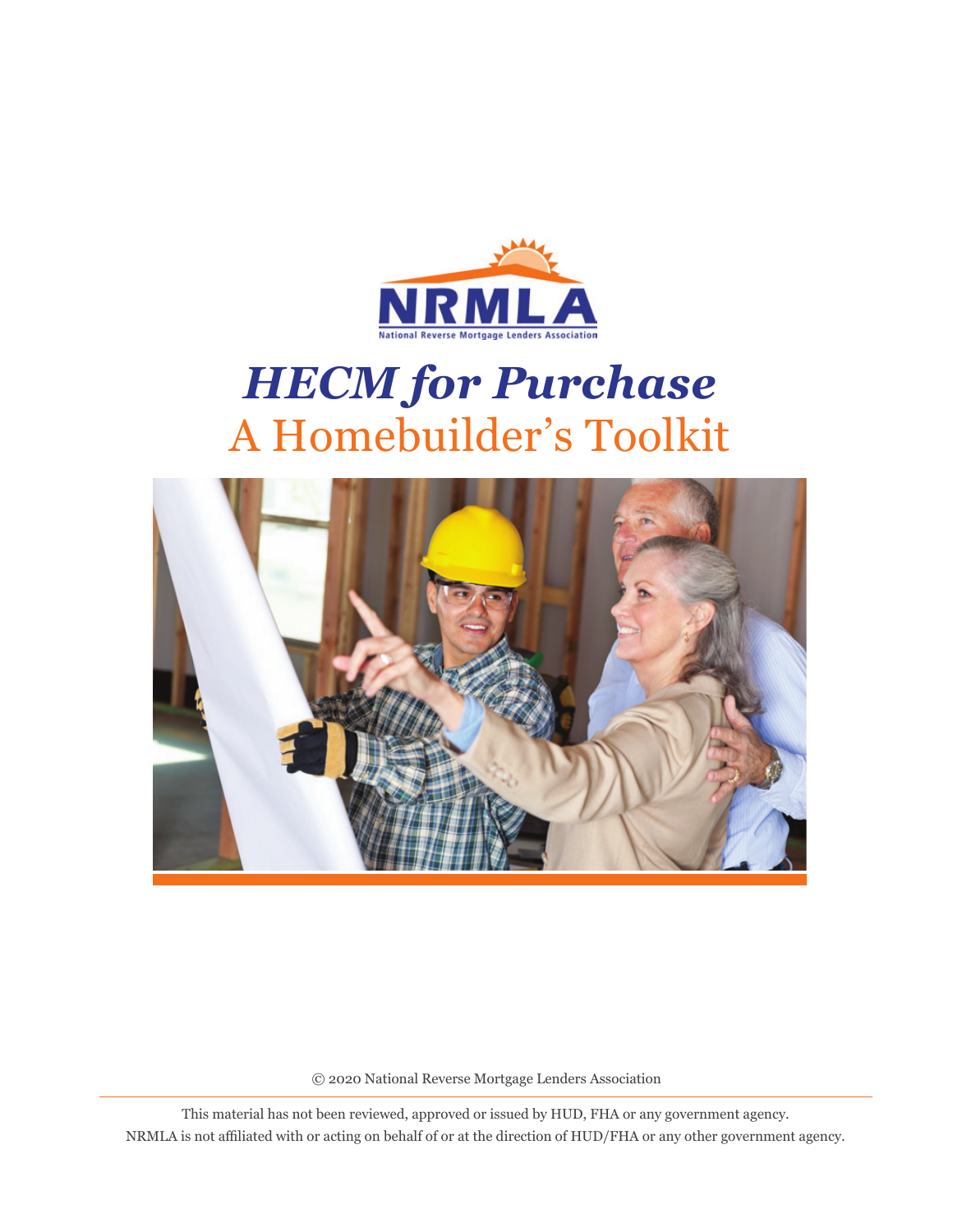NRMLA

National Reverse Mortgage Lenders Association

# *HECM for Purchase*

## A Homebuilder's Toolkit

© 2020 National Reverse Mortgage Lenders Association

This material has not been reviewed, approved or issued by HUD, FHA or any government agency.
NRMLA is not affiliated with or acting on behalf of or at the direction of HUD/FHA or any other government agency.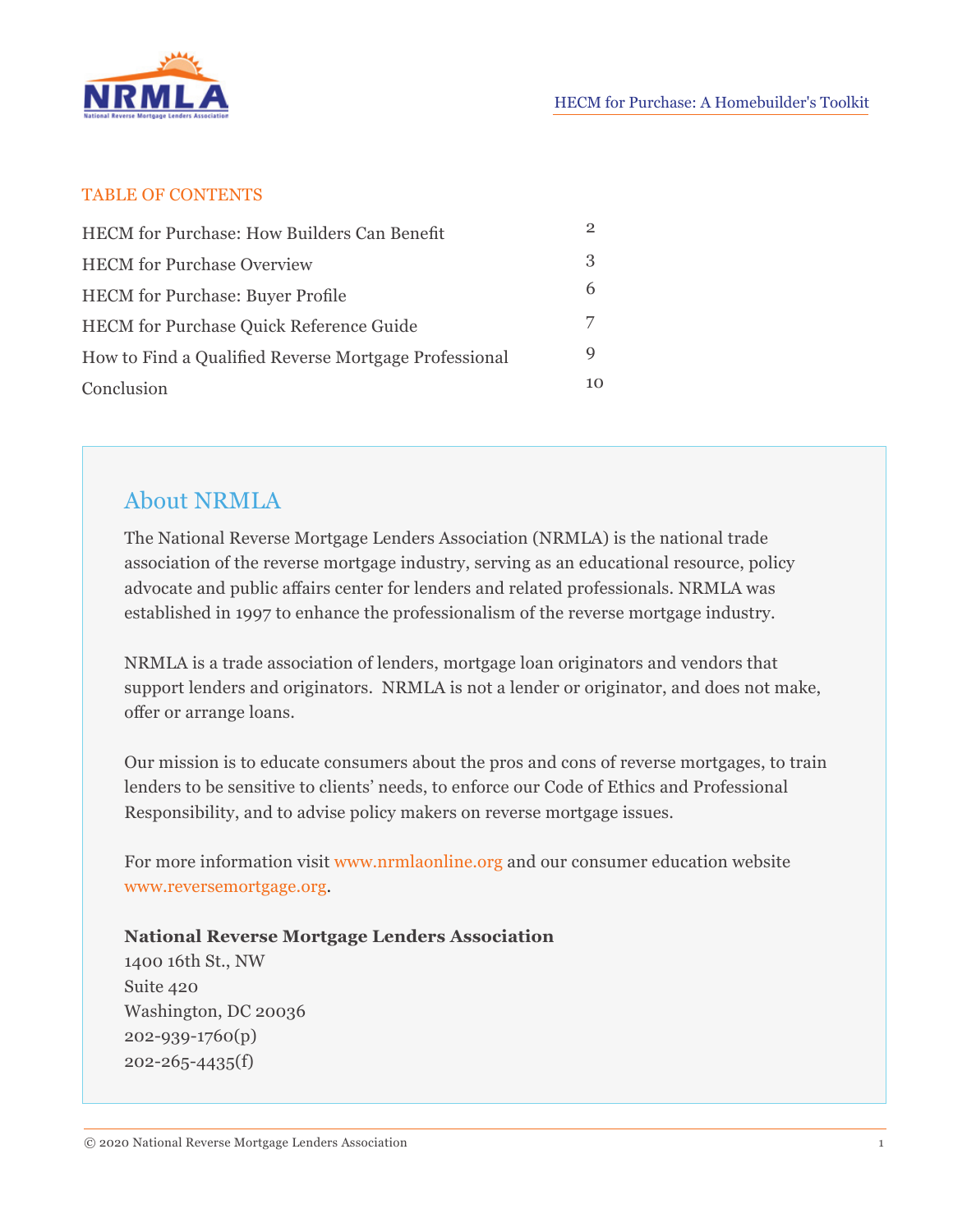## TABLE OF CONTENTS

| | |
|---|---|
| HECM for Purchase: How Builders Can Benefit | 2 |
| HECM for Purchase Overview | 3 |
| HECM for Purchase: Buyer Profile | 6 |
| HECM for Purchase Quick Reference Guide | 7 |
| How to Find a Qualified Reverse Mortgage Professional | 9 |
| Conclusion | 10 |

## About NRMLA

The National Reverse Mortgage Lenders Association (NRMLA) is the national trade association of the reverse mortgage industry, serving as an educational resource, policy advocate and public affairs center for lenders and related professionals. NRMLA was established in 1997 to enhance the professionalism of the reverse mortgage industry.

NRMLA is a trade association of lenders, mortgage loan originators and vendors that support lenders and originators. NRMLA is not a lender or originator, and does not make, offer or arrange loans.

Our mission is to educate consumers about the pros and cons of reverse mortgages, to train lenders to be sensitive to clients' needs, to enforce our Code of Ethics and Professional Responsibility, and to advise policy makers on reverse mortgage issues.

For more information visit www.nrmlaonline.org and our consumer education website www.reversemortgage.org.

**National Reverse Mortgage Lenders Association**
1400 16th St., NW
Suite 420
Washington, DC 20036
202-939-1760(p)
202-265-4435(f)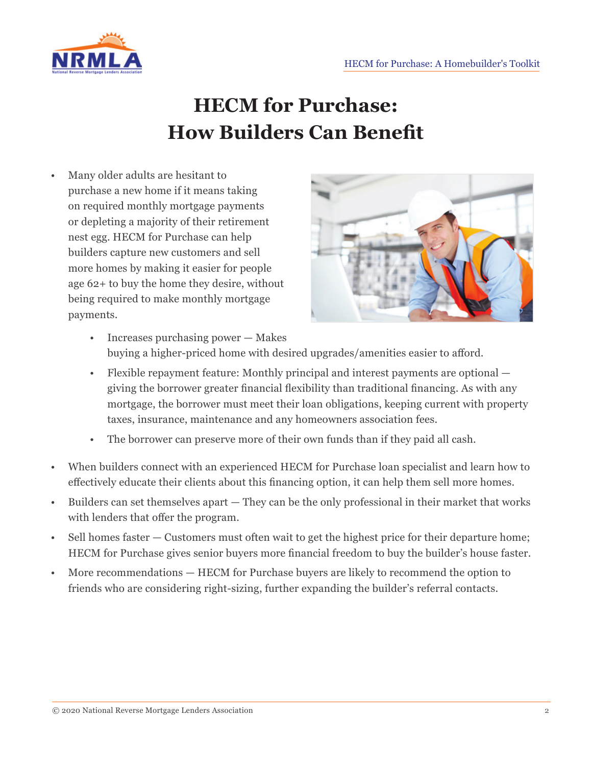# HECM for Purchase: How Builders Can Benefit

- Many older adults are hesitant to purchase a new home if it means taking on required monthly mortgage payments or depleting a majority of their retirement nest egg. HECM for Purchase can help builders capture new customers and sell more homes by making it easier for people age 62+ to buy the home they desire, without being required to make monthly mortgage payments.
    - Increases purchasing power — Makes buying a higher-priced home with desired upgrades/amenities easier to afford.
    - Flexible repayment feature: Monthly principal and interest payments are optional — giving the borrower greater financial flexibility than traditional financing. As with any mortgage, the borrower must meet their loan obligations, keeping current with property taxes, insurance, maintenance and any homeowners association fees.
    - The borrower can preserve more of their own funds than if they paid all cash.
- When builders connect with an experienced HECM for Purchase loan specialist and learn how to effectively educate their clients about this financing option, it can help them sell more homes.
- Builders can set themselves apart — They can be the only professional in their market that works with lenders that offer the program.
- Sell homes faster — Customers must often wait to get the highest price for their departure home; HECM for Purchase gives senior buyers more financial freedom to buy the builder's house faster.
- More recommendations — HECM for Purchase buyers are likely to recommend the option to friends who are considering right-sizing, further expanding the builder's referral contacts.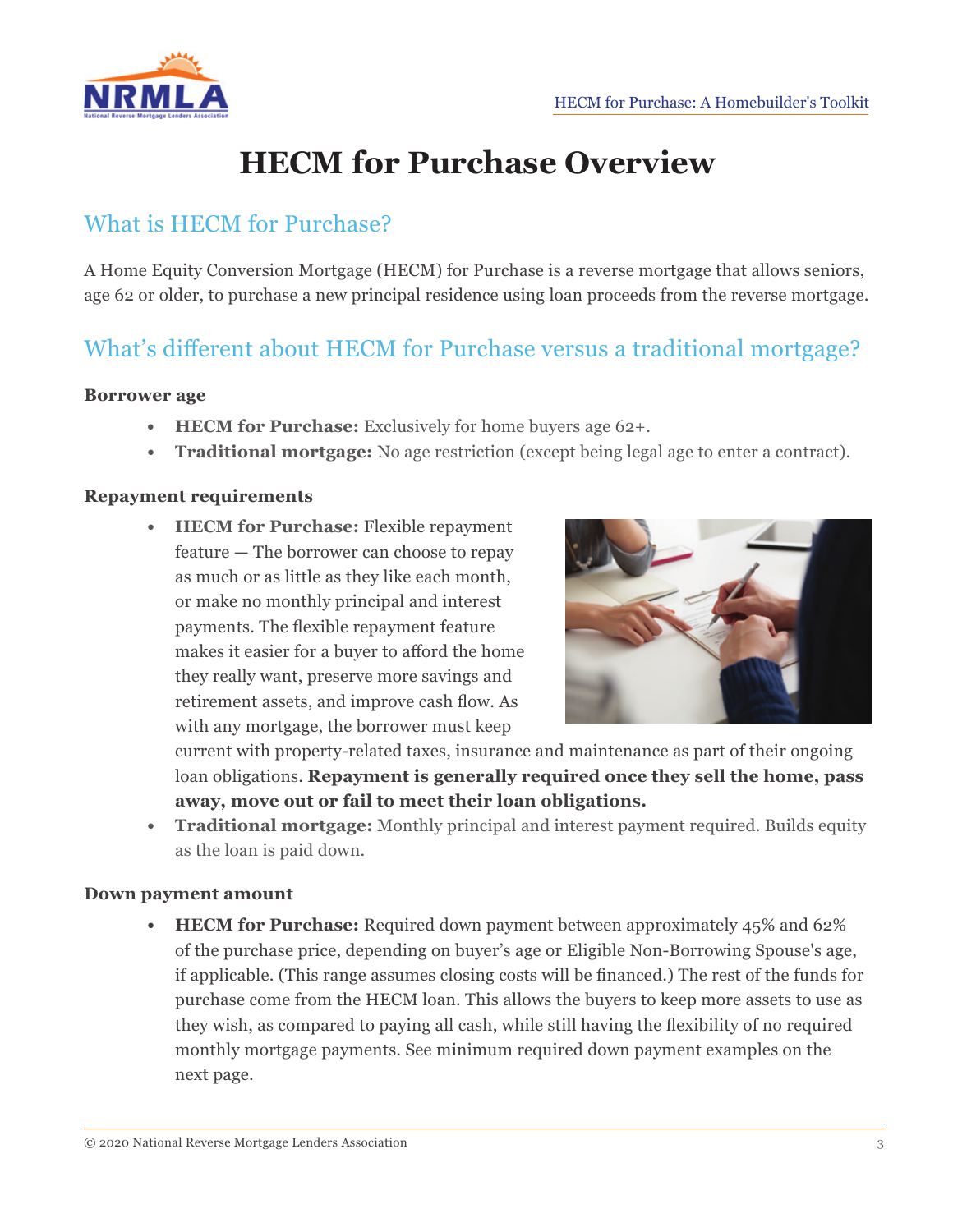# HECM for Purchase Overview

## What is HECM for Purchase?

A Home Equity Conversion Mortgage (HECM) for Purchase is a reverse mortgage that allows seniors, age 62 or older, to purchase a new principal residence using loan proceeds from the reverse mortgage.

## What's different about HECM for Purchase versus a traditional mortgage?

**Borrower age**

- **HECM for Purchase:** Exclusively for home buyers age 62+.
- **Traditional mortgage:** No age restriction (except being legal age to enter a contract).

**Repayment requirements**

- **HECM for Purchase:** Flexible repayment feature — The borrower can choose to repay as much or as little as they like each month, or make no monthly principal and interest payments. The flexible repayment feature makes it easier for a buyer to afford the home they really want, preserve more savings and retirement assets, and improve cash flow. As with any mortgage, the borrower must keep current with property-related taxes, insurance and maintenance as part of their ongoing loan obligations. **Repayment is generally required once they sell the home, pass away, move out or fail to meet their loan obligations.**
- **Traditional mortgage:** Monthly principal and interest payment required. Builds equity as the loan is paid down.

**Down payment amount**

- **HECM for Purchase:** Required down payment between approximately 45% and 62% of the purchase price, depending on buyer's age or Eligible Non-Borrowing Spouse's age, if applicable. (This range assumes closing costs will be financed.) The rest of the funds for purchase come from the HECM loan. This allows the buyers to keep more assets to use as they wish, as compared to paying all cash, while still having the flexibility of no required monthly mortgage payments. See minimum required down payment examples on the next page.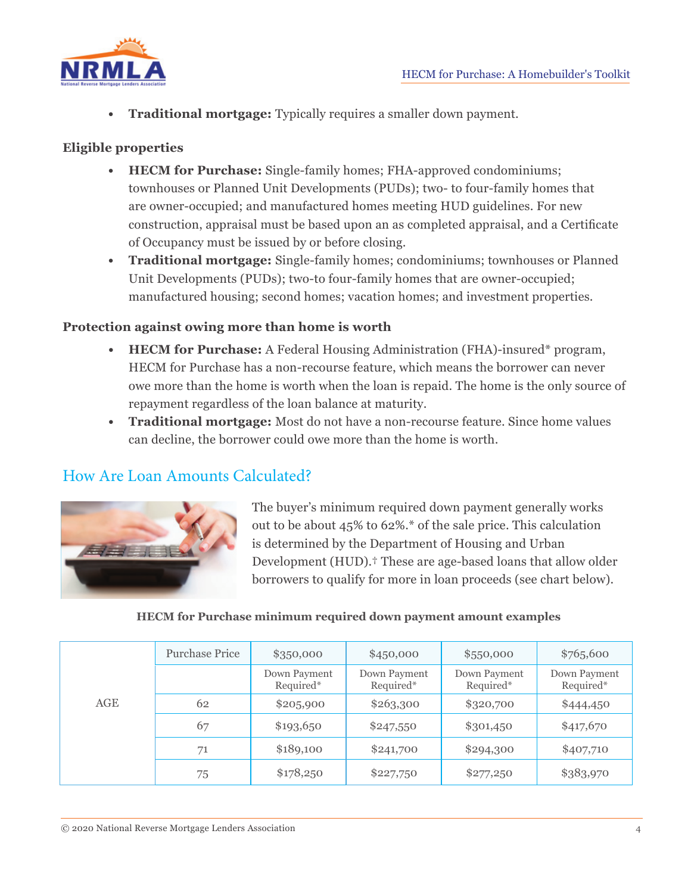- **Traditional mortgage:** Typically requires a smaller down payment.

**Eligible properties**

- **HECM for Purchase:** Single-family homes; FHA-approved condominiums; townhouses or Planned Unit Developments (PUDs); two- to four-family homes that are owner-occupied; and manufactured homes meeting HUD guidelines. For new construction, appraisal must be based upon an as completed appraisal, and a Certificate of Occupancy must be issued by or before closing.
- **Traditional mortgage:** Single-family homes; condominiums; townhouses or Planned Unit Developments (PUDs); two-to four-family homes that are owner-occupied; manufactured housing; second homes; vacation homes; and investment properties.

**Protection against owing more than home is worth**

- **HECM for Purchase:** A Federal Housing Administration (FHA)-insured* program, HECM for Purchase has a non-recourse feature, which means the borrower can never owe more than the home is worth when the loan is repaid. The home is the only source of repayment regardless of the loan balance at maturity.
- **Traditional mortgage:** Most do not have a non-recourse feature. Since home values can decline, the borrower could owe more than the home is worth.

## How Are Loan Amounts Calculated?

The buyer's minimum required down payment generally works out to be about 45% to 62%.* of the sale price. This calculation is determined by the Department of Housing and Urban Development (HUD).† These are age-based loans that allow older borrowers to qualify for more in loan proceeds (see chart below).

**HECM for Purchase minimum required down payment amount examples**

| | Purchase Price | $350,000 | $450,000 | $550,000 | $765,600 |
|---|---|---|---|---|---|
| | | Down Payment Required* | Down Payment Required* | Down Payment Required* | Down Payment Required* |
| AGE | 62 | $205,900 | $263,300 | $320,700 | $444,450 |
| | 67 | $193,650 | $247,550 | $301,450 | $417,670 |
| | 71 | $189,100 | $241,700 | $294,300 | $407,710 |
| | 75 | $178,250 | $227,750 | $277,250 | $383,970 |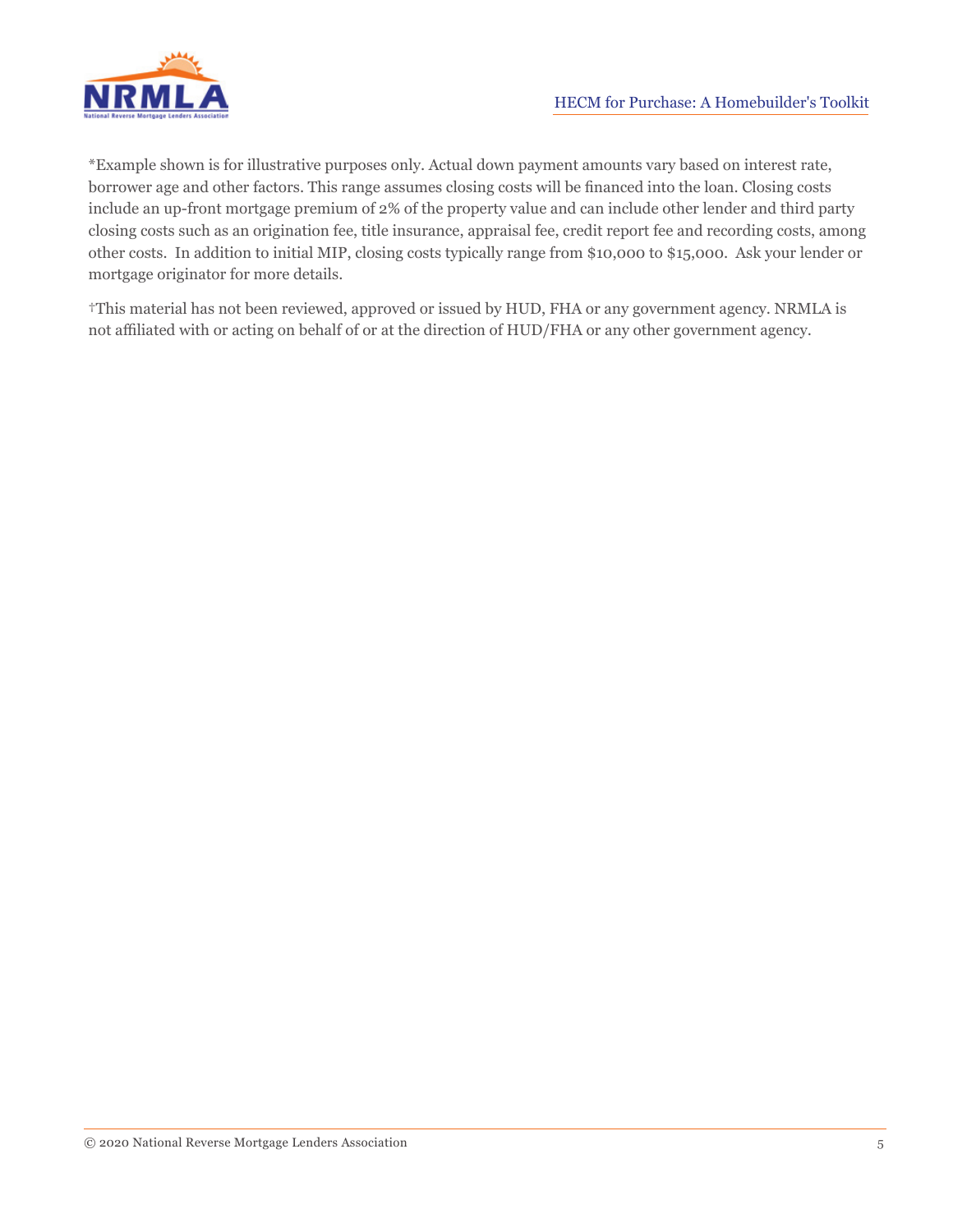*Example shown is for illustrative purposes only. Actual down payment amounts vary based on interest rate, borrower age and other factors. This range assumes closing costs will be financed into the loan. Closing costs include an up-front mortgage premium of 2% of the property value and can include other lender and third party closing costs such as an origination fee, title insurance, appraisal fee, credit report fee and recording costs, among other costs.  In addition to initial MIP, closing costs typically range from $10,000 to $15,000.  Ask your lender or mortgage originator for more details.

†This material has not been reviewed, approved or issued by HUD, FHA or any government agency. NRMLA is not affiliated with or acting on behalf of or at the direction of HUD/FHA or any other government agency.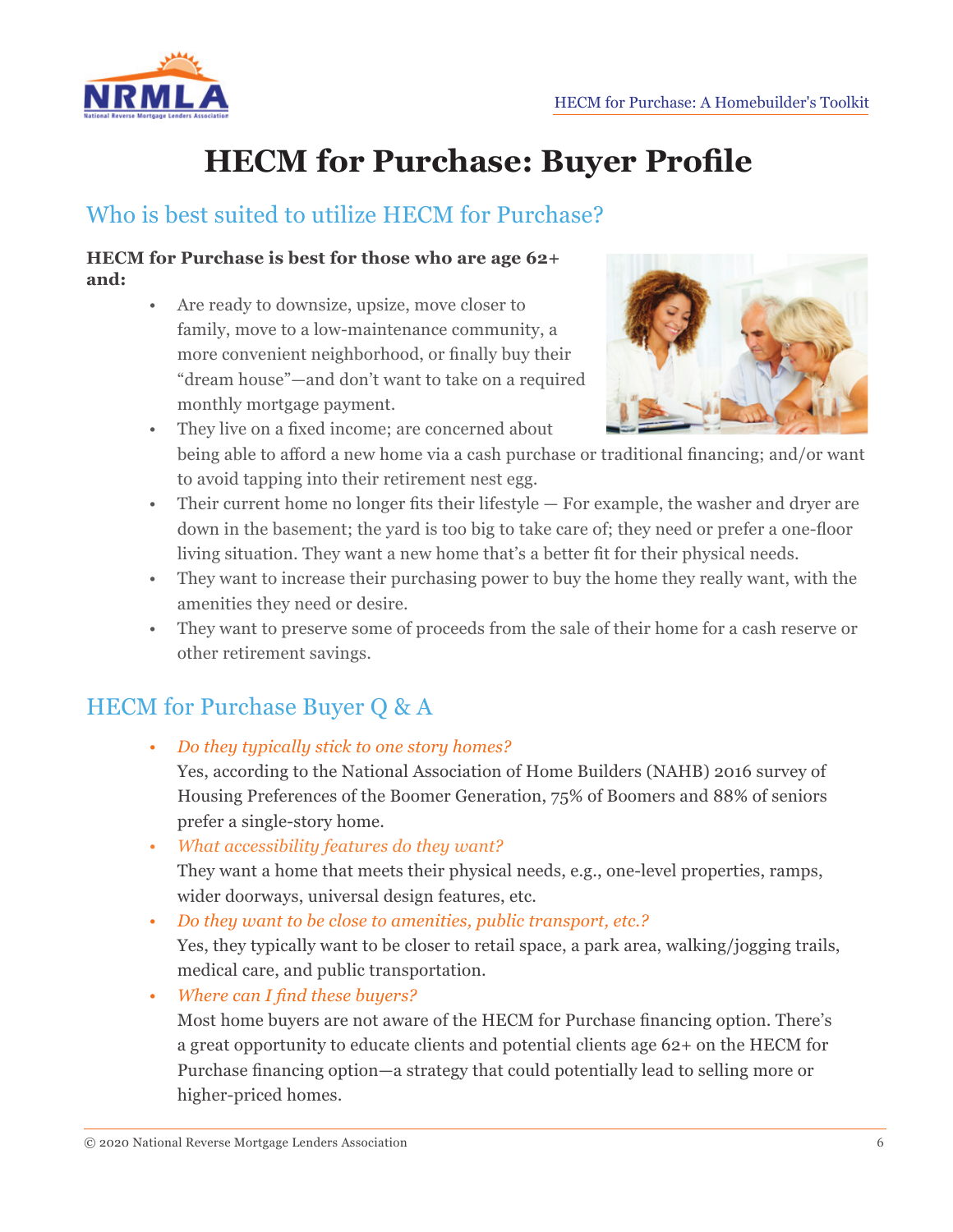# HECM for Purchase: Buyer Profile

## Who is best suited to utilize HECM for Purchase?

**HECM for Purchase is best for those who are age 62+ and:**

- Are ready to downsize, upsize, move closer to family, move to a low-maintenance community, a more convenient neighborhood, or finally buy their "dream house"—and don't want to take on a required monthly mortgage payment.
- They live on a fixed income; are concerned about being able to afford a new home via a cash purchase or traditional financing; and/or want to avoid tapping into their retirement nest egg.
- Their current home no longer fits their lifestyle — For example, the washer and dryer are down in the basement; the yard is too big to take care of; they need or prefer a one-floor living situation. They want a new home that's a better fit for their physical needs.
- They want to increase their purchasing power to buy the home they really want, with the amenities they need or desire.
- They want to preserve some of proceeds from the sale of their home for a cash reserve or other retirement savings.

## HECM for Purchase Buyer Q & A

- *Do they typically stick to one story homes?*
  Yes, according to the National Association of Home Builders (NAHB) 2016 survey of Housing Preferences of the Boomer Generation, 75% of Boomers and 88% of seniors prefer a single-story home.
- *What accessibility features do they want?*
  They want a home that meets their physical needs, e.g., one-level properties, ramps, wider doorways, universal design features, etc.
- *Do they want to be close to amenities, public transport, etc.?*
  Yes, they typically want to be closer to retail space, a park area, walking/jogging trails, medical care, and public transportation.
- *Where can I find these buyers?*
  Most home buyers are not aware of the HECM for Purchase financing option. There's a great opportunity to educate clients and potential clients age 62+ on the HECM for Purchase financing option—a strategy that could potentially lead to selling more or higher-priced homes.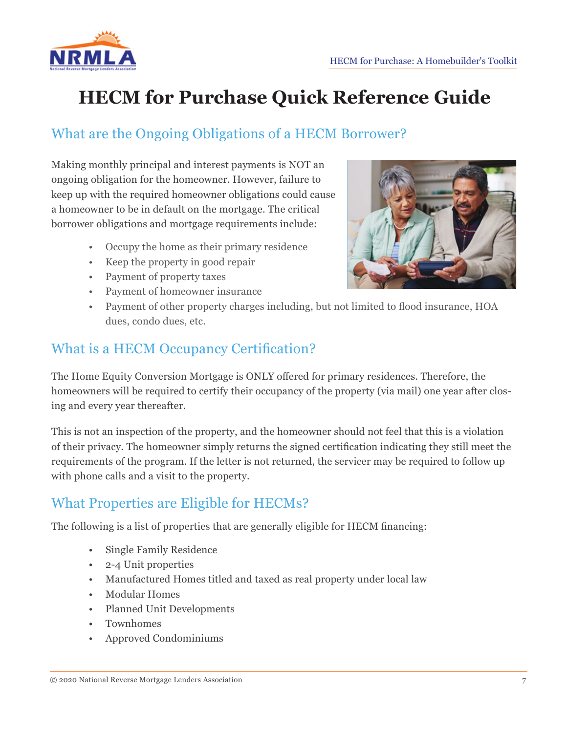# HECM for Purchase Quick Reference Guide

## What are the Ongoing Obligations of a HECM Borrower?

Making monthly principal and interest payments is NOT an ongoing obligation for the homeowner. However, failure to keep up with the required homeowner obligations could cause a homeowner to be in default on the mortgage. The critical borrower obligations and mortgage requirements include:

- Occupy the home as their primary residence
- Keep the property in good repair
- Payment of property taxes
- Payment of homeowner insurance
- Payment of other property charges including, but not limited to flood insurance, HOA dues, condo dues, etc.

## What is a HECM Occupancy Certification?

The Home Equity Conversion Mortgage is ONLY offered for primary residences. Therefore, the homeowners will be required to certify their occupancy of the property (via mail) one year after closing and every year thereafter.

This is not an inspection of the property, and the homeowner should not feel that this is a violation of their privacy. The homeowner simply returns the signed certification indicating they still meet the requirements of the program. If the letter is not returned, the servicer may be required to follow up with phone calls and a visit to the property.

## What Properties are Eligible for HECMs?

The following is a list of properties that are generally eligible for HECM financing:

- Single Family Residence
- 2-4 Unit properties
- Manufactured Homes titled and taxed as real property under local law
- Modular Homes
- Planned Unit Developments
- Townhomes
- Approved Condominiums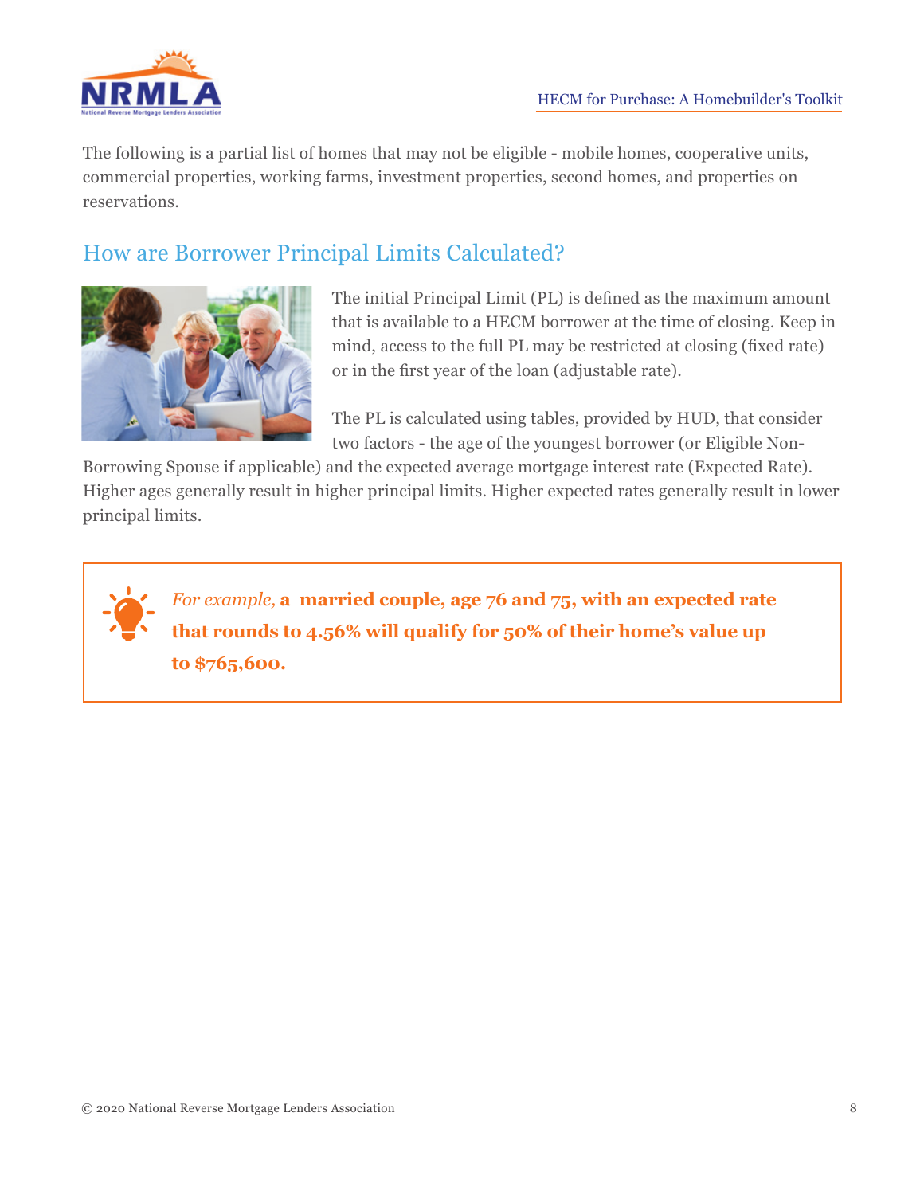The following is a partial list of homes that may not be eligible - mobile homes, cooperative units, commercial properties, working farms, investment properties, second homes, and properties on reservations.

## How are Borrower Principal Limits Calculated?

The initial Principal Limit (PL) is defined as the maximum amount that is available to a HECM borrower at the time of closing. Keep in mind, access to the full PL may be restricted at closing (fixed rate) or in the first year of the loan (adjustable rate).

The PL is calculated using tables, provided by HUD, that consider two factors - the age of the youngest borrower (or Eligible Non-Borrowing Spouse if applicable) and the expected average mortgage interest rate (Expected Rate). Higher ages generally result in higher principal limits. Higher expected rates generally result in lower principal limits.

> *For example,* **a married couple, age 76 and 75, with an expected rate that rounds to 4.56% will qualify for 50% of their home's value up to $765,600.**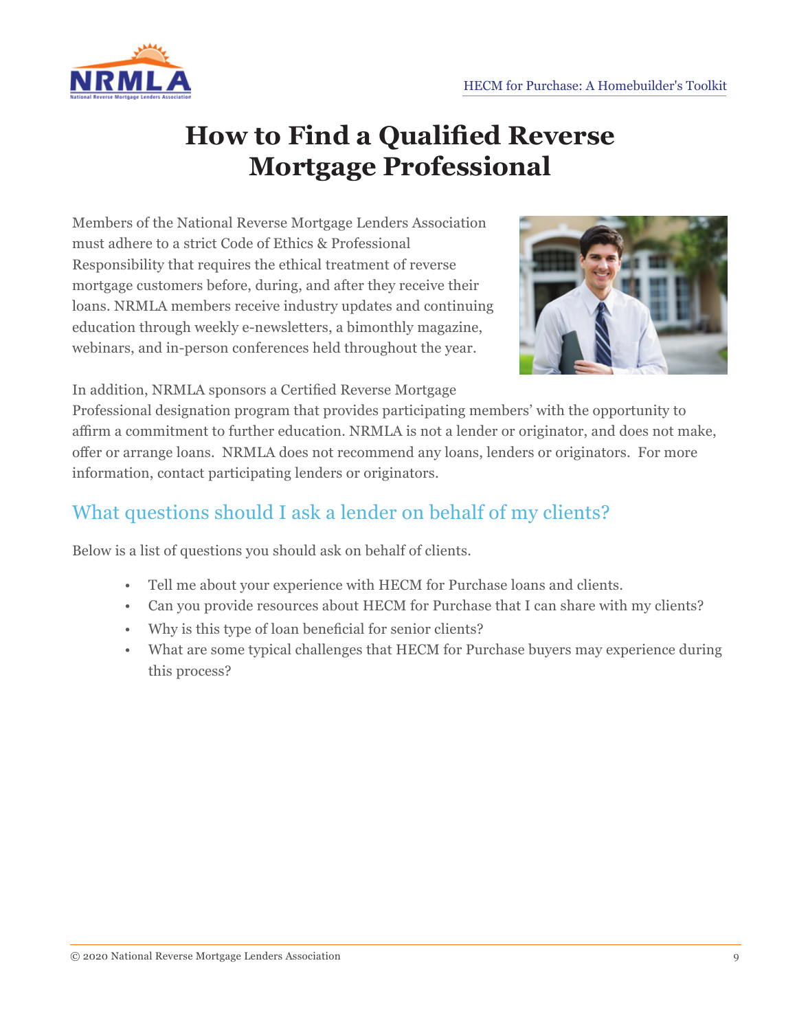# How to Find a Qualified Reverse Mortgage Professional

Members of the National Reverse Mortgage Lenders Association must adhere to a strict Code of Ethics & Professional Responsibility that requires the ethical treatment of reverse mortgage customers before, during, and after they receive their loans. NRMLA members receive industry updates and continuing education through weekly e-newsletters, a bimonthly magazine, webinars, and in-person conferences held throughout the year.

In addition, NRMLA sponsors a Certified Reverse Mortgage Professional designation program that provides participating members' with the opportunity to affirm a commitment to further education. NRMLA is not a lender or originator, and does not make, offer or arrange loans. NRMLA does not recommend any loans, lenders or originators. For more information, contact participating lenders or originators.

## What questions should I ask a lender on behalf of my clients?

Below is a list of questions you should ask on behalf of clients.

- Tell me about your experience with HECM for Purchase loans and clients.
- Can you provide resources about HECM for Purchase that I can share with my clients?
- Why is this type of loan beneficial for senior clients?
- What are some typical challenges that HECM for Purchase buyers may experience during this process?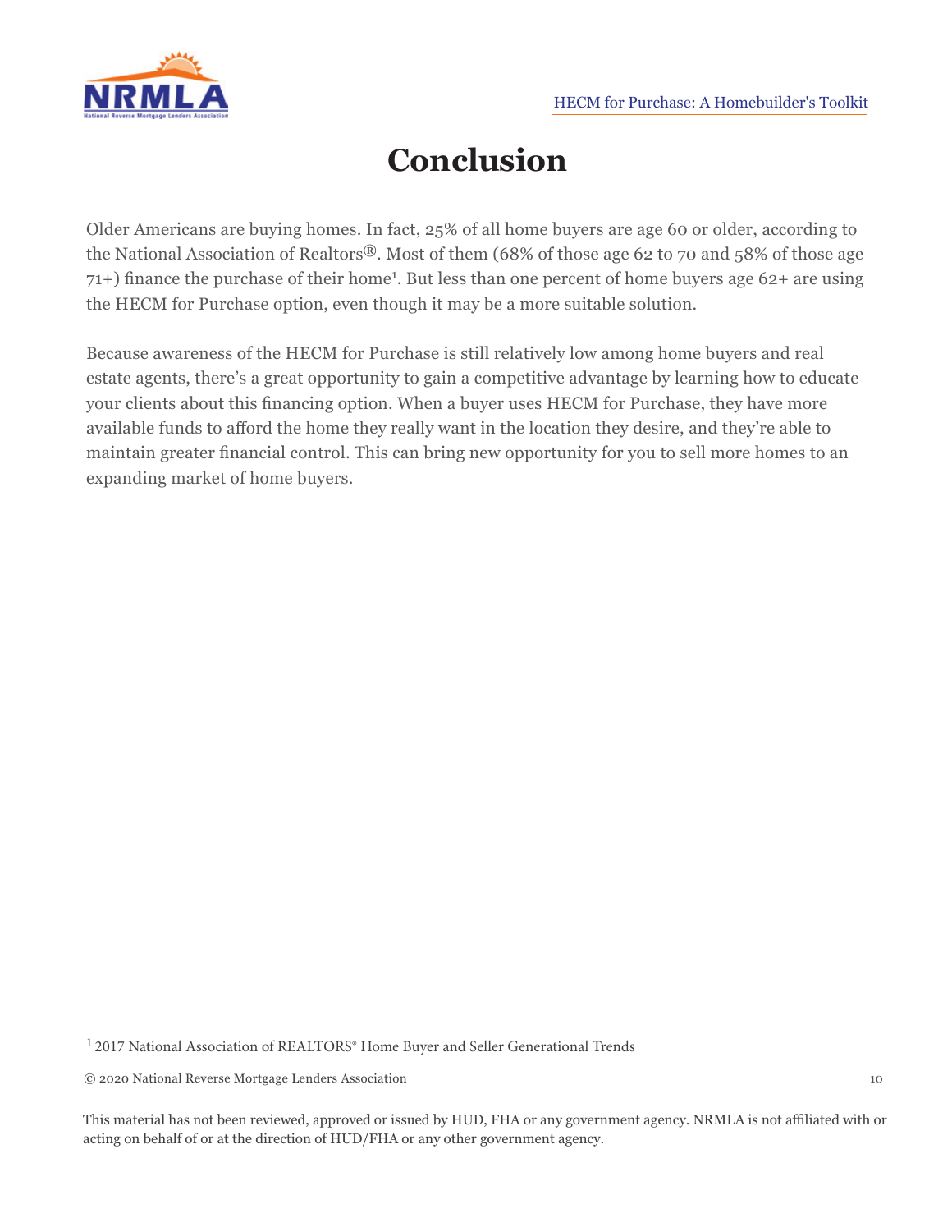# Conclusion

Older Americans are buying homes. In fact, 25% of all home buyers are age 60 or older, according to the National Association of Realtors®. Most of them (68% of those age 62 to 70 and 58% of those age 71+) finance the purchase of their home[1]. But less than one percent of home buyers age 62+ are using the HECM for Purchase option, even though it may be a more suitable solution.

Because awareness of the HECM for Purchase is still relatively low among home buyers and real estate agents, there's a great opportunity to gain a competitive advantage by learning how to educate your clients about this financing option. When a buyer uses HECM for Purchase, they have more available funds to afford the home they really want in the location they desire, and they're able to maintain greater financial control. This can bring new opportunity for you to sell more homes to an expanding market of home buyers.

[1] 2017 National Association of REALTORS® Home Buyer and Seller Generational Trends

© 2020 National Reverse Mortgage Lenders Association

This material has not been reviewed, approved or issued by HUD, FHA or any government agency. NRMLA is not affiliated with or acting on behalf of or at the direction of HUD/FHA or any other government agency.